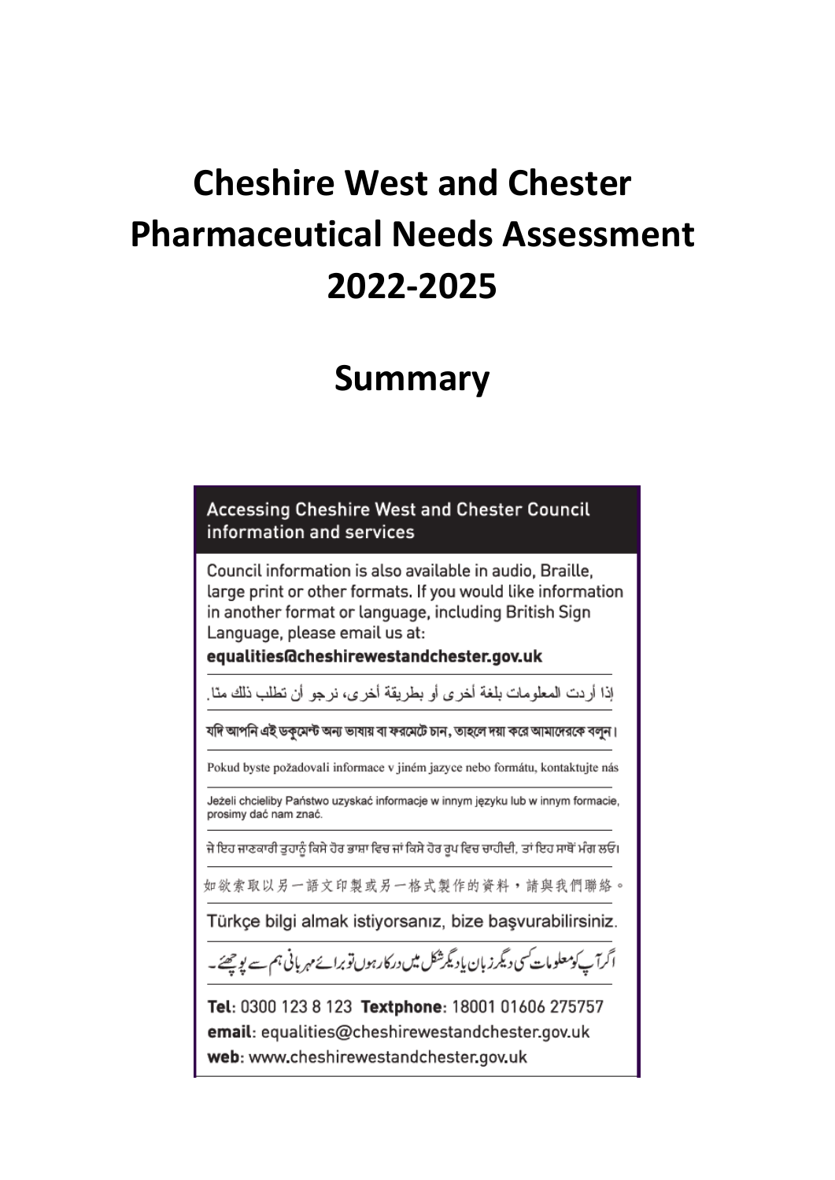# Cheshire West and Chester Pharmaceutical Needs Assessment 2022-2025

# Summary

**Accessing Cheshire West and Chester Council information and services**

Council information is also available in audio, Braille, large print or other formats. If you would like information in another format or language, including British Sign Language, please email us at:

**equalities@cheshirewestandchester.gov.uk**

إذا أردت المعلومات بلغة أخرى أو بطريقة أخرى، نرجو أن تطلب ذلك منا.

যদি আপনি এই ডকুমেন্ট অন্য ভাষায় বা ফরমেটে চান, তাহলে দয়া করে আমাদেরকে বলুন।

Pokud byste požadovali informace v jiném jazyce nebo formátu, kontaktujte nás

Jeżeli chcieliby Państwo uzyskać informacje w innym języku lub w innym formacie, prosimy dać nam znać.

ਜੇ ਇਹ ਜਾਣਕਾਰੀ ਤੁਹਾਨੂੰ ਕਿਸੇ ਹੋਰ ਭਾਸ਼ਾ ਵਿਚ ਜਾਂ ਕਿਸੇ ਹੋਰ ਰੂਪ ਵਿਚ ਚਾਹੀਦੀ, ਤਾਂ ਇਹ ਸਾਥੋਂ ਮੰਗ ਲਓ।

如欲索取以另一語文印製或另一格式製作的資料，請與我們聯絡。

Türkçe bilgi almak istiyorsanız, bize başvurabilirsiniz.

اگر آپ کومعلومات کسی دیگر زبان یا دیگر شکل میں درکار ہوں تو برائے مہربانی ہم سے پوچھئے۔

**Tel**: 0300 123 8 123 **Textphone**: 18001 01606 275757

**email**: equalities@cheshirewestandchester.gov.uk

**web**: www.cheshirewestandchester.gov.uk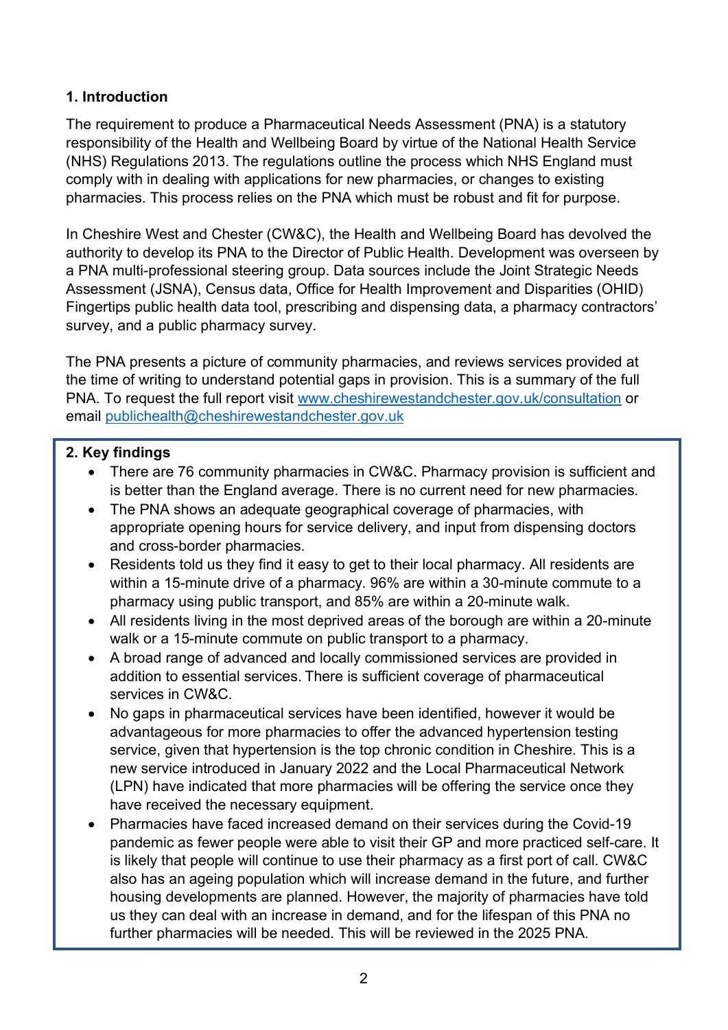## 1. Introduction

The requirement to produce a Pharmaceutical Needs Assessment (PNA) is a statutory responsibility of the Health and Wellbeing Board by virtue of the National Health Service (NHS) Regulations 2013. The regulations outline the process which NHS England must comply with in dealing with applications for new pharmacies, or changes to existing pharmacies. This process relies on the PNA which must be robust and fit for purpose.

In Cheshire West and Chester (CW&C), the Health and Wellbeing Board has devolved the authority to develop its PNA to the Director of Public Health. Development was overseen by a PNA multi-professional steering group. Data sources include the Joint Strategic Needs Assessment (JSNA), Census data, Office for Health Improvement and Disparities (OHID) Fingertips public health data tool, prescribing and dispensing data, a pharmacy contractors' survey, and a public pharmacy survey.

The PNA presents a picture of community pharmacies, and reviews services provided at the time of writing to understand potential gaps in provision. This is a summary of the full PNA. To request the full report visit [www.cheshirewestandchester.gov.uk/consultation](www.cheshirewestandchester.gov.uk/consultation) or email [publichealth@cheshirewestandchester.gov.uk](mailto:publichealth@cheshirewestandchester.gov.uk)

## 2. Key findings

- There are 76 community pharmacies in CW&C. Pharmacy provision is sufficient and is better than the England average. There is no current need for new pharmacies.
- The PNA shows an adequate geographical coverage of pharmacies, with appropriate opening hours for service delivery, and input from dispensing doctors and cross-border pharmacies.
- Residents told us they find it easy to get to their local pharmacy. All residents are within a 15-minute drive of a pharmacy. 96% are within a 30-minute commute to a pharmacy using public transport, and 85% are within a 20-minute walk.
- All residents living in the most deprived areas of the borough are within a 20-minute walk or a 15-minute commute on public transport to a pharmacy.
- A broad range of advanced and locally commissioned services are provided in addition to essential services. There is sufficient coverage of pharmaceutical services in CW&C.
- No gaps in pharmaceutical services have been identified, however it would be advantageous for more pharmacies to offer the advanced hypertension testing service, given that hypertension is the top chronic condition in Cheshire. This is a new service introduced in January 2022 and the Local Pharmaceutical Network (LPN) have indicated that more pharmacies will be offering the service once they have received the necessary equipment.
- Pharmacies have faced increased demand on their services during the Covid-19 pandemic as fewer people were able to visit their GP and more practiced self-care. It is likely that people will continue to use their pharmacy as a first port of call. CW&C also has an ageing population which will increase demand in the future, and further housing developments are planned. However, the majority of pharmacies have told us they can deal with an increase in demand, and for the lifespan of this PNA no further pharmacies will be needed. This will be reviewed in the 2025 PNA.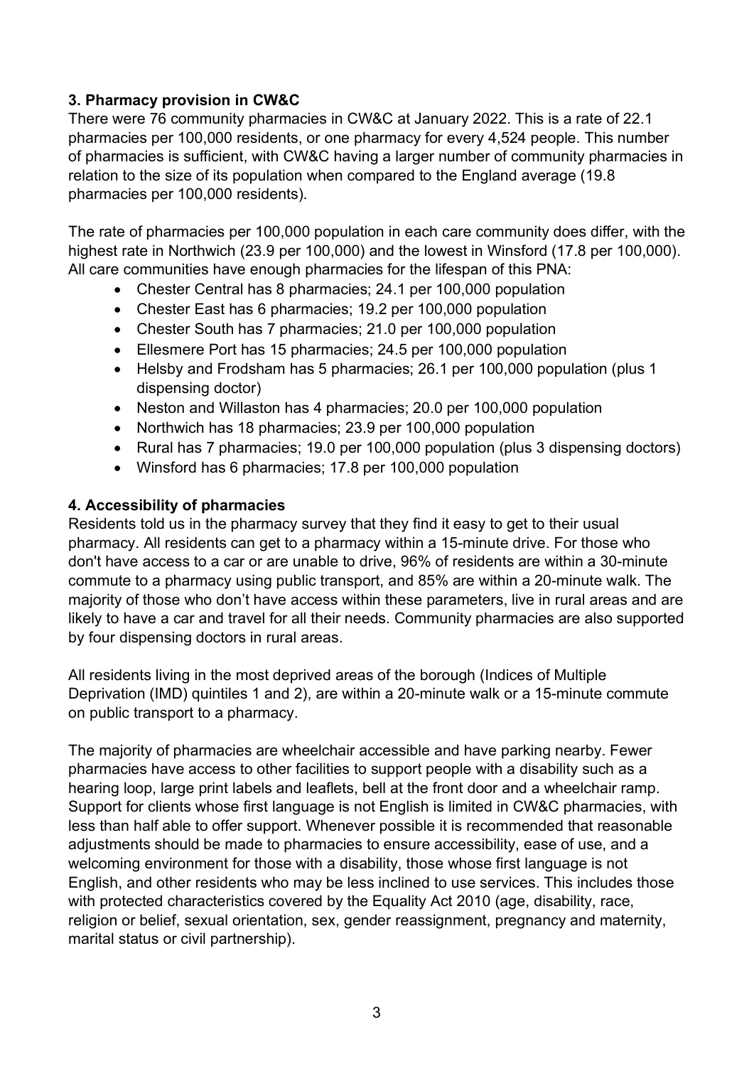## 3. Pharmacy provision in CW&C

There were 76 community pharmacies in CW&C at January 2022. This is a rate of 22.1 pharmacies per 100,000 residents, or one pharmacy for every 4,524 people. This number of pharmacies is sufficient, with CW&C having a larger number of community pharmacies in relation to the size of its population when compared to the England average (19.8 pharmacies per 100,000 residents).

The rate of pharmacies per 100,000 population in each care community does differ, with the highest rate in Northwich (23.9 per 100,000) and the lowest in Winsford (17.8 per 100,000). All care communities have enough pharmacies for the lifespan of this PNA:

- Chester Central has 8 pharmacies; 24.1 per 100,000 population
- Chester East has 6 pharmacies; 19.2 per 100,000 population
- Chester South has 7 pharmacies; 21.0 per 100,000 population
- Ellesmere Port has 15 pharmacies; 24.5 per 100,000 population
- Helsby and Frodsham has 5 pharmacies; 26.1 per 100,000 population (plus 1 dispensing doctor)
- Neston and Willaston has 4 pharmacies; 20.0 per 100,000 population
- Northwich has 18 pharmacies; 23.9 per 100,000 population
- Rural has 7 pharmacies; 19.0 per 100,000 population (plus 3 dispensing doctors)
- Winsford has 6 pharmacies; 17.8 per 100,000 population

## 4. Accessibility of pharmacies

Residents told us in the pharmacy survey that they find it easy to get to their usual pharmacy. All residents can get to a pharmacy within a 15-minute drive. For those who don't have access to a car or are unable to drive, 96% of residents are within a 30-minute commute to a pharmacy using public transport, and 85% are within a 20-minute walk. The majority of those who don't have access within these parameters, live in rural areas and are likely to have a car and travel for all their needs. Community pharmacies are also supported by four dispensing doctors in rural areas.

All residents living in the most deprived areas of the borough (Indices of Multiple Deprivation (IMD) quintiles 1 and 2), are within a 20-minute walk or a 15-minute commute on public transport to a pharmacy.

The majority of pharmacies are wheelchair accessible and have parking nearby. Fewer pharmacies have access to other facilities to support people with a disability such as a hearing loop, large print labels and leaflets, bell at the front door and a wheelchair ramp. Support for clients whose first language is not English is limited in CW&C pharmacies, with less than half able to offer support. Whenever possible it is recommended that reasonable adjustments should be made to pharmacies to ensure accessibility, ease of use, and a welcoming environment for those with a disability, those whose first language is not English, and other residents who may be less inclined to use services. This includes those with protected characteristics covered by the Equality Act 2010 (age, disability, race, religion or belief, sexual orientation, sex, gender reassignment, pregnancy and maternity, marital status or civil partnership).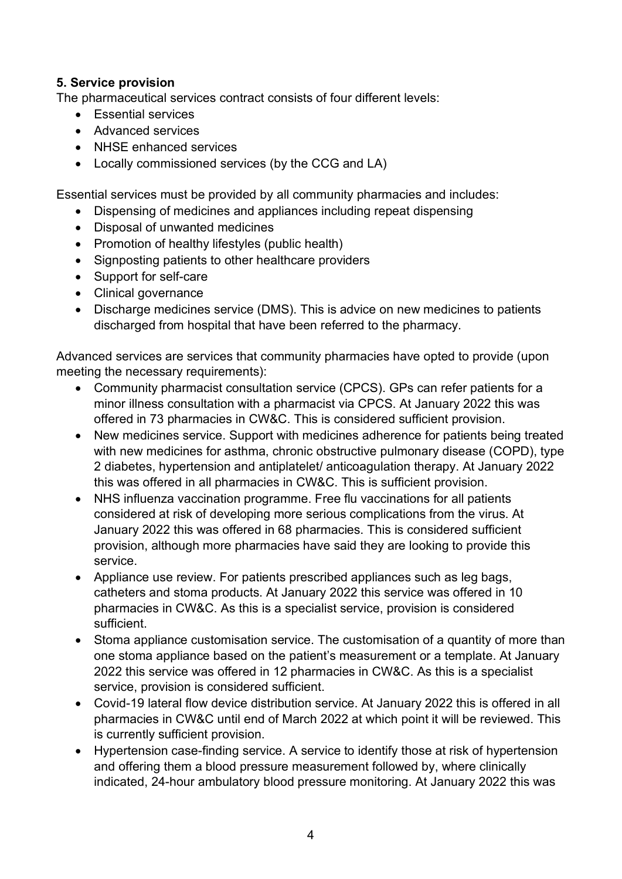**5. Service provision**

The pharmaceutical services contract consists of four different levels:

- Essential services
- Advanced services
- NHSE enhanced services
- Locally commissioned services (by the CCG and LA)

Essential services must be provided by all community pharmacies and includes:

- Dispensing of medicines and appliances including repeat dispensing
- Disposal of unwanted medicines
- Promotion of healthy lifestyles (public health)
- Signposting patients to other healthcare providers
- Support for self-care
- Clinical governance
- Discharge medicines service (DMS). This is advice on new medicines to patients discharged from hospital that have been referred to the pharmacy.

Advanced services are services that community pharmacies have opted to provide (upon meeting the necessary requirements):

- Community pharmacist consultation service (CPCS). GPs can refer patients for a minor illness consultation with a pharmacist via CPCS. At January 2022 this was offered in 73 pharmacies in CW&C. This is considered sufficient provision.
- New medicines service. Support with medicines adherence for patients being treated with new medicines for asthma, chronic obstructive pulmonary disease (COPD), type 2 diabetes, hypertension and antiplatelet/ anticoagulation therapy. At January 2022 this was offered in all pharmacies in CW&C. This is sufficient provision.
- NHS influenza vaccination programme. Free flu vaccinations for all patients considered at risk of developing more serious complications from the virus. At January 2022 this was offered in 68 pharmacies. This is considered sufficient provision, although more pharmacies have said they are looking to provide this service.
- Appliance use review. For patients prescribed appliances such as leg bags, catheters and stoma products. At January 2022 this service was offered in 10 pharmacies in CW&C. As this is a specialist service, provision is considered sufficient.
- Stoma appliance customisation service. The customisation of a quantity of more than one stoma appliance based on the patient's measurement or a template. At January 2022 this service was offered in 12 pharmacies in CW&C. As this is a specialist service, provision is considered sufficient.
- Covid-19 lateral flow device distribution service. At January 2022 this is offered in all pharmacies in CW&C until end of March 2022 at which point it will be reviewed. This is currently sufficient provision.
- Hypertension case-finding service. A service to identify those at risk of hypertension and offering them a blood pressure measurement followed by, where clinically indicated, 24-hour ambulatory blood pressure monitoring. At January 2022 this was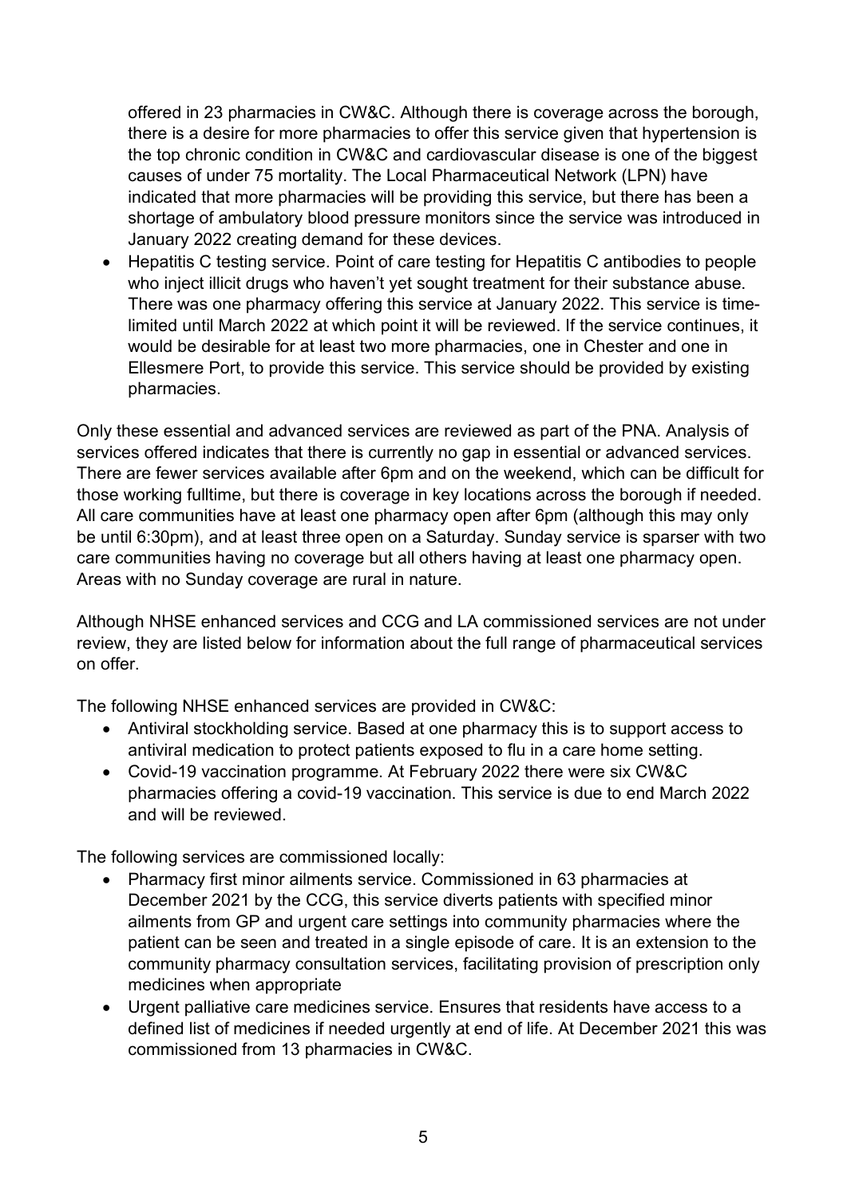offered in 23 pharmacies in CW&C. Although there is coverage across the borough, there is a desire for more pharmacies to offer this service given that hypertension is the top chronic condition in CW&C and cardiovascular disease is one of the biggest causes of under 75 mortality. The Local Pharmaceutical Network (LPN) have indicated that more pharmacies will be providing this service, but there has been a shortage of ambulatory blood pressure monitors since the service was introduced in January 2022 creating demand for these devices.

- Hepatitis C testing service. Point of care testing for Hepatitis C antibodies to people who inject illicit drugs who haven't yet sought treatment for their substance abuse. There was one pharmacy offering this service at January 2022. This service is time-limited until March 2022 at which point it will be reviewed. If the service continues, it would be desirable for at least two more pharmacies, one in Chester and one in Ellesmere Port, to provide this service. This service should be provided by existing pharmacies.

Only these essential and advanced services are reviewed as part of the PNA. Analysis of services offered indicates that there is currently no gap in essential or advanced services. There are fewer services available after 6pm and on the weekend, which can be difficult for those working fulltime, but there is coverage in key locations across the borough if needed. All care communities have at least one pharmacy open after 6pm (although this may only be until 6:30pm), and at least three open on a Saturday. Sunday service is sparser with two care communities having no coverage but all others having at least one pharmacy open. Areas with no Sunday coverage are rural in nature.

Although NHSE enhanced services and CCG and LA commissioned services are not under review, they are listed below for information about the full range of pharmaceutical services on offer.

The following NHSE enhanced services are provided in CW&C:

- Antiviral stockholding service. Based at one pharmacy this is to support access to antiviral medication to protect patients exposed to flu in a care home setting.
- Covid-19 vaccination programme. At February 2022 there were six CW&C pharmacies offering a covid-19 vaccination. This service is due to end March 2022 and will be reviewed.

The following services are commissioned locally:

- Pharmacy first minor ailments service. Commissioned in 63 pharmacies at December 2021 by the CCG, this service diverts patients with specified minor ailments from GP and urgent care settings into community pharmacies where the patient can be seen and treated in a single episode of care. It is an extension to the community pharmacy consultation services, facilitating provision of prescription only medicines when appropriate
- Urgent palliative care medicines service. Ensures that residents have access to a defined list of medicines if needed urgently at end of life. At December 2021 this was commissioned from 13 pharmacies in CW&C.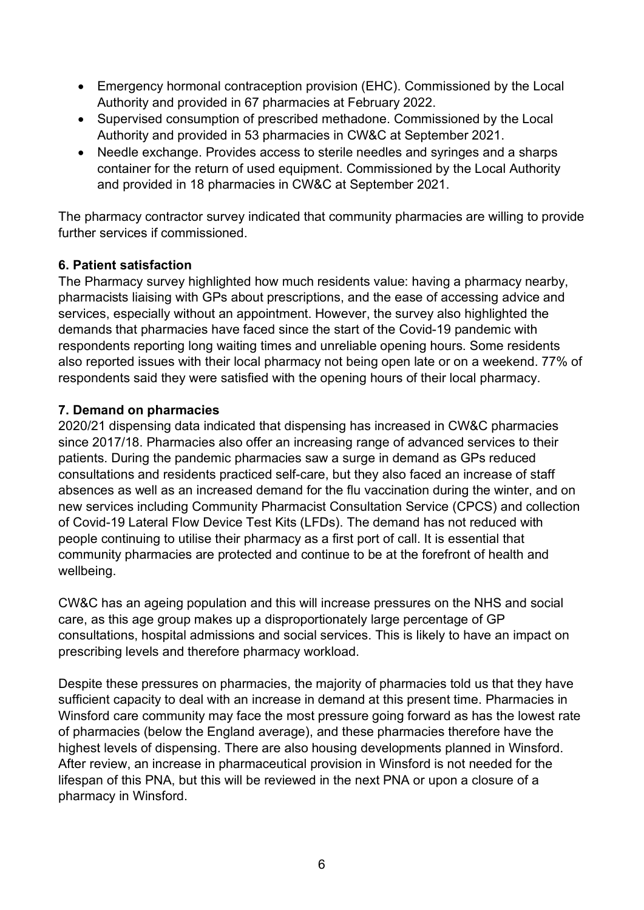- Emergency hormonal contraception provision (EHC). Commissioned by the Local Authority and provided in 67 pharmacies at February 2022.
- Supervised consumption of prescribed methadone. Commissioned by the Local Authority and provided in 53 pharmacies in CW&C at September 2021.
- Needle exchange. Provides access to sterile needles and syringes and a sharps container for the return of used equipment. Commissioned by the Local Authority and provided in 18 pharmacies in CW&C at September 2021.

The pharmacy contractor survey indicated that community pharmacies are willing to provide further services if commissioned.

**6. Patient satisfaction**

The Pharmacy survey highlighted how much residents value: having a pharmacy nearby, pharmacists liaising with GPs about prescriptions, and the ease of accessing advice and services, especially without an appointment. However, the survey also highlighted the demands that pharmacies have faced since the start of the Covid-19 pandemic with respondents reporting long waiting times and unreliable opening hours. Some residents also reported issues with their local pharmacy not being open late or on a weekend. 77% of respondents said they were satisfied with the opening hours of their local pharmacy.

**7. Demand on pharmacies**

2020/21 dispensing data indicated that dispensing has increased in CW&C pharmacies since 2017/18. Pharmacies also offer an increasing range of advanced services to their patients. During the pandemic pharmacies saw a surge in demand as GPs reduced consultations and residents practiced self-care, but they also faced an increase of staff absences as well as an increased demand for the flu vaccination during the winter, and on new services including Community Pharmacist Consultation Service (CPCS) and collection of Covid-19 Lateral Flow Device Test Kits (LFDs). The demand has not reduced with people continuing to utilise their pharmacy as a first port of call. It is essential that community pharmacies are protected and continue to be at the forefront of health and wellbeing.

CW&C has an ageing population and this will increase pressures on the NHS and social care, as this age group makes up a disproportionately large percentage of GP consultations, hospital admissions and social services. This is likely to have an impact on prescribing levels and therefore pharmacy workload.

Despite these pressures on pharmacies, the majority of pharmacies told us that they have sufficient capacity to deal with an increase in demand at this present time. Pharmacies in Winsford care community may face the most pressure going forward as has the lowest rate of pharmacies (below the England average), and these pharmacies therefore have the highest levels of dispensing. There are also housing developments planned in Winsford. After review, an increase in pharmaceutical provision in Winsford is not needed for the lifespan of this PNA, but this will be reviewed in the next PNA or upon a closure of a pharmacy in Winsford.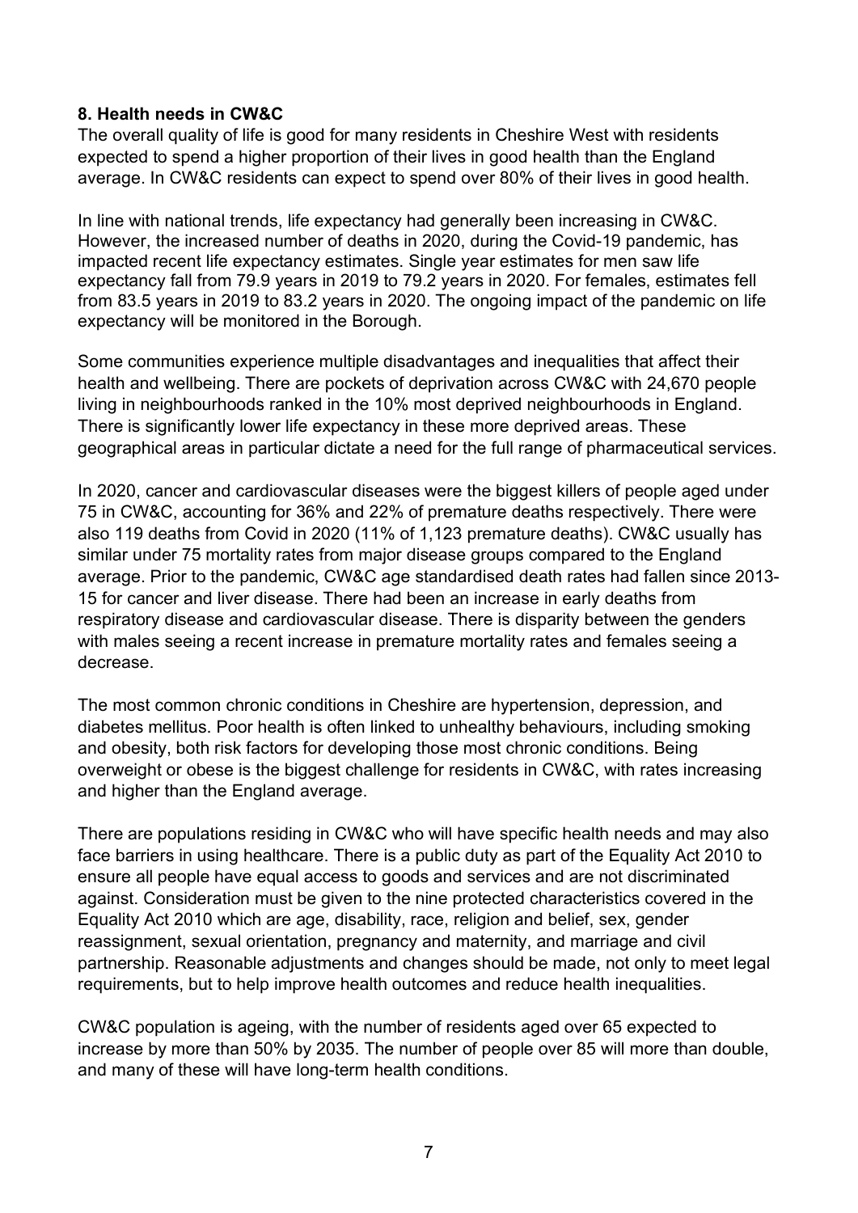## 8. Health needs in CW&C

The overall quality of life is good for many residents in Cheshire West with residents expected to spend a higher proportion of their lives in good health than the England average. In CW&C residents can expect to spend over 80% of their lives in good health.

In line with national trends, life expectancy had generally been increasing in CW&C. However, the increased number of deaths in 2020, during the Covid-19 pandemic, has impacted recent life expectancy estimates. Single year estimates for men saw life expectancy fall from 79.9 years in 2019 to 79.2 years in 2020. For females, estimates fell from 83.5 years in 2019 to 83.2 years in 2020. The ongoing impact of the pandemic on life expectancy will be monitored in the Borough.

Some communities experience multiple disadvantages and inequalities that affect their health and wellbeing. There are pockets of deprivation across CW&C with 24,670 people living in neighbourhoods ranked in the 10% most deprived neighbourhoods in England. There is significantly lower life expectancy in these more deprived areas. These geographical areas in particular dictate a need for the full range of pharmaceutical services.

In 2020, cancer and cardiovascular diseases were the biggest killers of people aged under 75 in CW&C, accounting for 36% and 22% of premature deaths respectively. There were also 119 deaths from Covid in 2020 (11% of 1,123 premature deaths). CW&C usually has similar under 75 mortality rates from major disease groups compared to the England average. Prior to the pandemic, CW&C age standardised death rates had fallen since 2013-15 for cancer and liver disease. There had been an increase in early deaths from respiratory disease and cardiovascular disease. There is disparity between the genders with males seeing a recent increase in premature mortality rates and females seeing a decrease.

The most common chronic conditions in Cheshire are hypertension, depression, and diabetes mellitus. Poor health is often linked to unhealthy behaviours, including smoking and obesity, both risk factors for developing those most chronic conditions. Being overweight or obese is the biggest challenge for residents in CW&C, with rates increasing and higher than the England average.

There are populations residing in CW&C who will have specific health needs and may also face barriers in using healthcare. There is a public duty as part of the Equality Act 2010 to ensure all people have equal access to goods and services and are not discriminated against. Consideration must be given to the nine protected characteristics covered in the Equality Act 2010 which are age, disability, race, religion and belief, sex, gender reassignment, sexual orientation, pregnancy and maternity, and marriage and civil partnership. Reasonable adjustments and changes should be made, not only to meet legal requirements, but to help improve health outcomes and reduce health inequalities.

CW&C population is ageing, with the number of residents aged over 65 expected to increase by more than 50% by 2035. The number of people over 85 will more than double, and many of these will have long-term health conditions.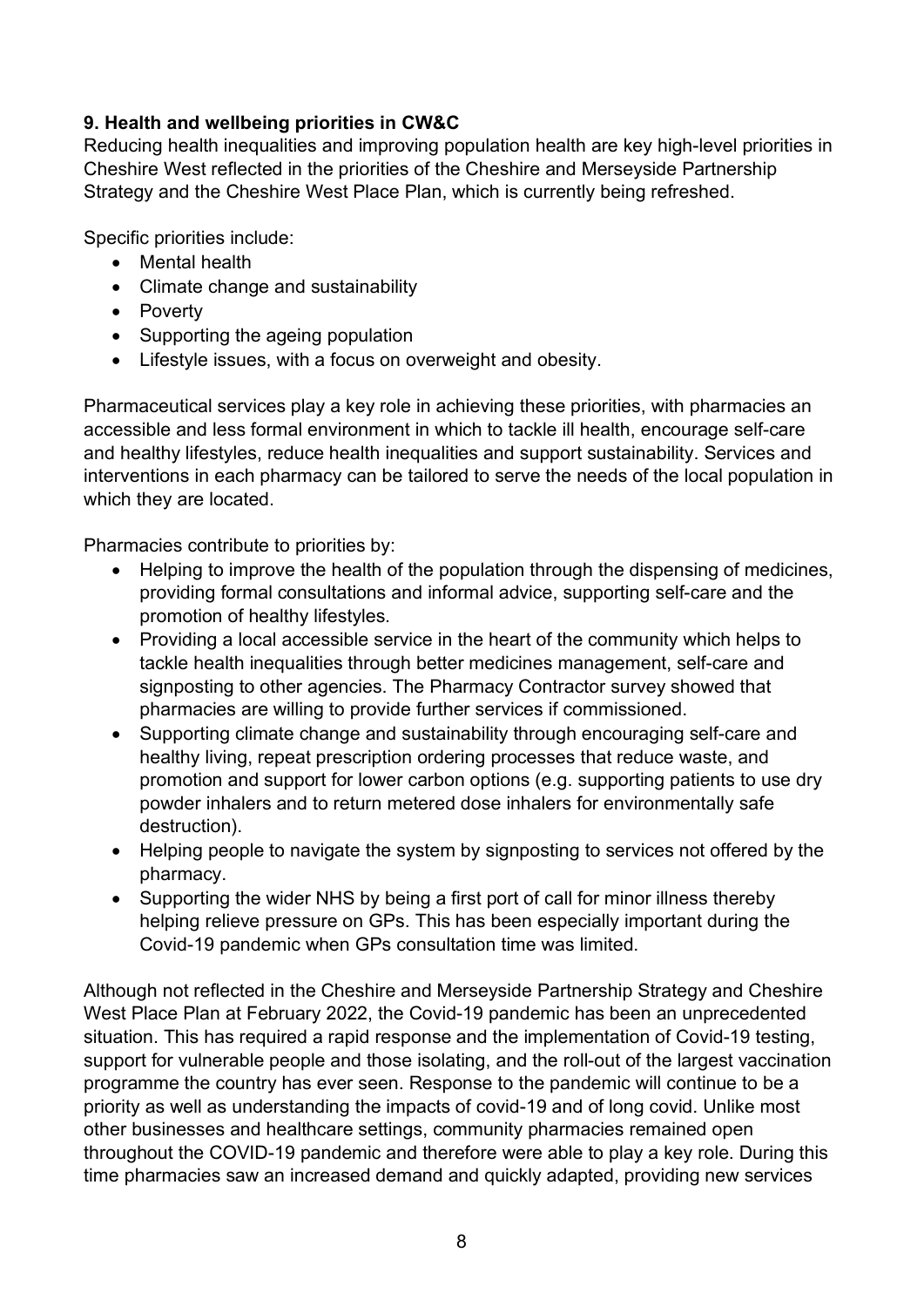### 9. Health and wellbeing priorities in CW&C

Reducing health inequalities and improving population health are key high-level priorities in Cheshire West reflected in the priorities of the Cheshire and Merseyside Partnership Strategy and the Cheshire West Place Plan, which is currently being refreshed.

Specific priorities include:

- Mental health
- Climate change and sustainability
- Poverty
- Supporting the ageing population
- Lifestyle issues, with a focus on overweight and obesity.

Pharmaceutical services play a key role in achieving these priorities, with pharmacies an accessible and less formal environment in which to tackle ill health, encourage self-care and healthy lifestyles, reduce health inequalities and support sustainability. Services and interventions in each pharmacy can be tailored to serve the needs of the local population in which they are located.

Pharmacies contribute to priorities by:

- Helping to improve the health of the population through the dispensing of medicines, providing formal consultations and informal advice, supporting self-care and the promotion of healthy lifestyles.
- Providing a local accessible service in the heart of the community which helps to tackle health inequalities through better medicines management, self-care and signposting to other agencies. The Pharmacy Contractor survey showed that pharmacies are willing to provide further services if commissioned.
- Supporting climate change and sustainability through encouraging self-care and healthy living, repeat prescription ordering processes that reduce waste, and promotion and support for lower carbon options (e.g. supporting patients to use dry powder inhalers and to return metered dose inhalers for environmentally safe destruction).
- Helping people to navigate the system by signposting to services not offered by the pharmacy.
- Supporting the wider NHS by being a first port of call for minor illness thereby helping relieve pressure on GPs. This has been especially important during the Covid-19 pandemic when GPs consultation time was limited.

Although not reflected in the Cheshire and Merseyside Partnership Strategy and Cheshire West Place Plan at February 2022, the Covid-19 pandemic has been an unprecedented situation. This has required a rapid response and the implementation of Covid-19 testing, support for vulnerable people and those isolating, and the roll-out of the largest vaccination programme the country has ever seen. Response to the pandemic will continue to be a priority as well as understanding the impacts of covid-19 and of long covid. Unlike most other businesses and healthcare settings, community pharmacies remained open throughout the COVID-19 pandemic and therefore were able to play a key role. During this time pharmacies saw an increased demand and quickly adapted, providing new services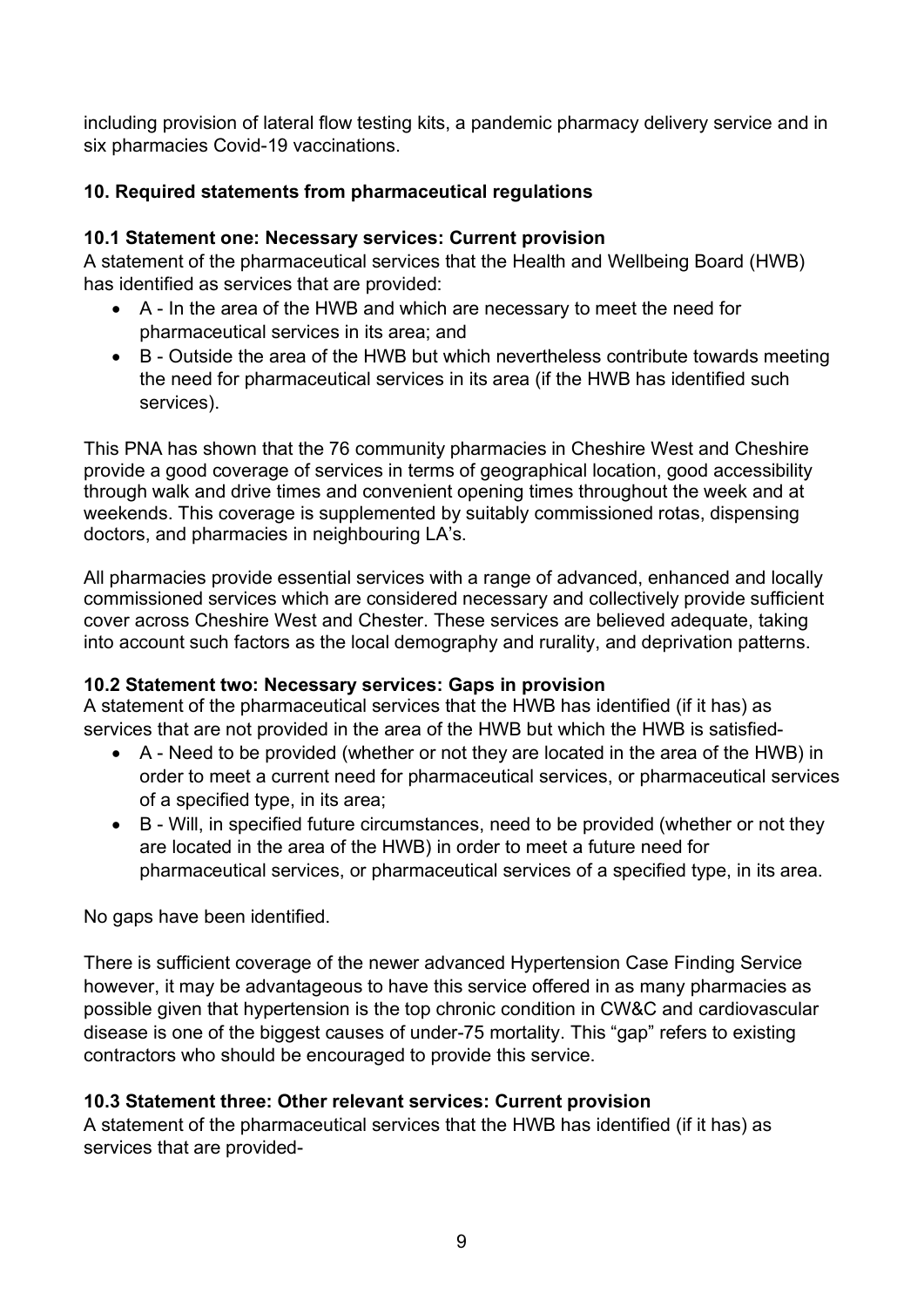including provision of lateral flow testing kits, a pandemic pharmacy delivery service and in six pharmacies Covid-19 vaccinations.

## 10. Required statements from pharmaceutical regulations

### 10.1 Statement one: Necessary services: Current provision

A statement of the pharmaceutical services that the Health and Wellbeing Board (HWB) has identified as services that are provided:

- A - In the area of the HWB and which are necessary to meet the need for pharmaceutical services in its area; and
- B - Outside the area of the HWB but which nevertheless contribute towards meeting the need for pharmaceutical services in its area (if the HWB has identified such services).

This PNA has shown that the 76 community pharmacies in Cheshire West and Cheshire provide a good coverage of services in terms of geographical location, good accessibility through walk and drive times and convenient opening times throughout the week and at weekends. This coverage is supplemented by suitably commissioned rotas, dispensing doctors, and pharmacies in neighbouring LA's.

All pharmacies provide essential services with a range of advanced, enhanced and locally commissioned services which are considered necessary and collectively provide sufficient cover across Cheshire West and Chester. These services are believed adequate, taking into account such factors as the local demography and rurality, and deprivation patterns.

### 10.2 Statement two: Necessary services: Gaps in provision

A statement of the pharmaceutical services that the HWB has identified (if it has) as services that are not provided in the area of the HWB but which the HWB is satisfied-

- A - Need to be provided (whether or not they are located in the area of the HWB) in order to meet a current need for pharmaceutical services, or pharmaceutical services of a specified type, in its area;
- B - Will, in specified future circumstances, need to be provided (whether or not they are located in the area of the HWB) in order to meet a future need for pharmaceutical services, or pharmaceutical services of a specified type, in its area.

No gaps have been identified.

There is sufficient coverage of the newer advanced Hypertension Case Finding Service however, it may be advantageous to have this service offered in as many pharmacies as possible given that hypertension is the top chronic condition in CW&C and cardiovascular disease is one of the biggest causes of under-75 mortality. This "gap" refers to existing contractors who should be encouraged to provide this service.

### 10.3 Statement three: Other relevant services: Current provision

A statement of the pharmaceutical services that the HWB has identified (if it has) as services that are provided-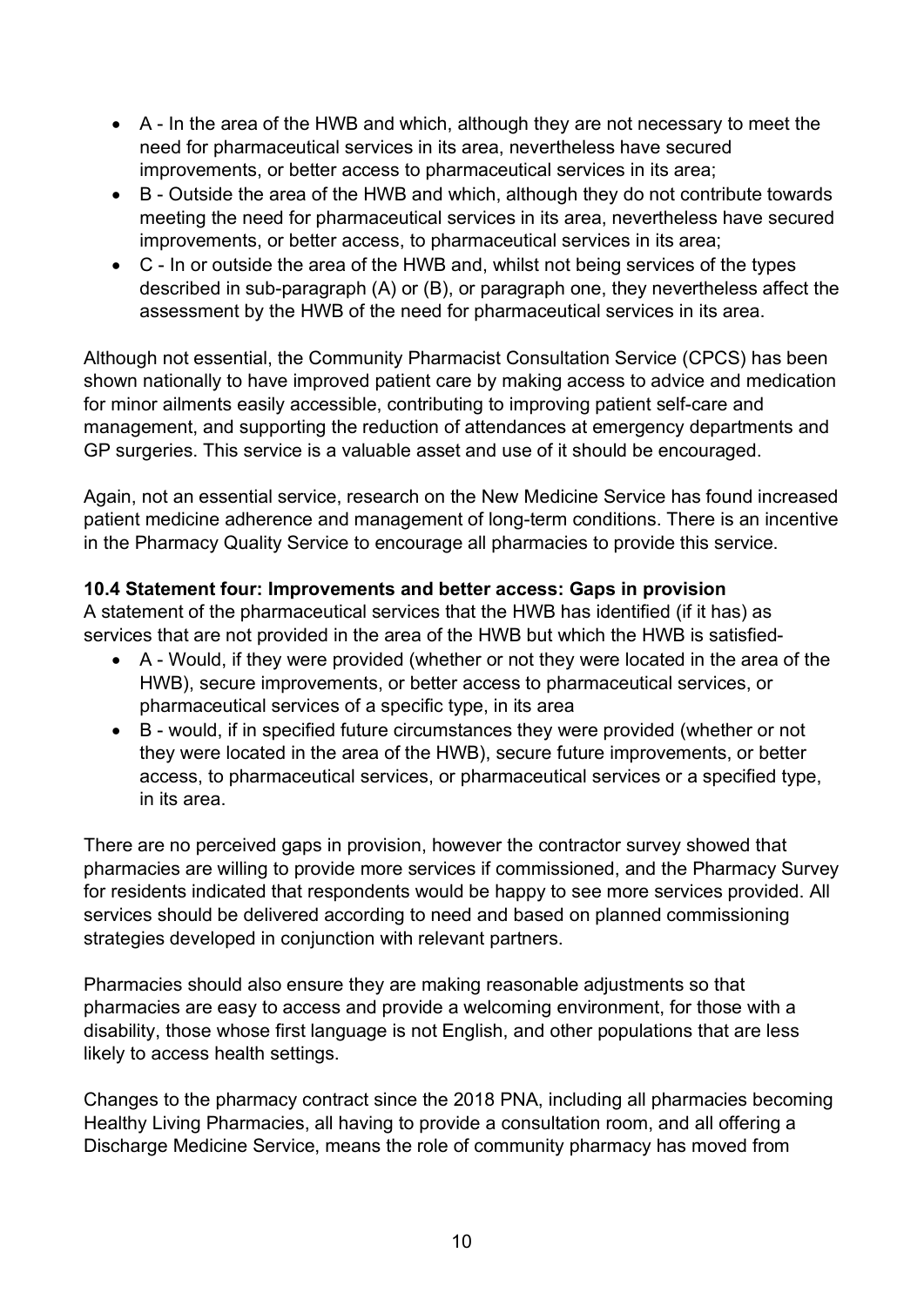- A - In the area of the HWB and which, although they are not necessary to meet the need for pharmaceutical services in its area, nevertheless have secured improvements, or better access to pharmaceutical services in its area;
- B - Outside the area of the HWB and which, although they do not contribute towards meeting the need for pharmaceutical services in its area, nevertheless have secured improvements, or better access, to pharmaceutical services in its area;
- C - In or outside the area of the HWB and, whilst not being services of the types described in sub-paragraph (A) or (B), or paragraph one, they nevertheless affect the assessment by the HWB of the need for pharmaceutical services in its area.

Although not essential, the Community Pharmacist Consultation Service (CPCS) has been shown nationally to have improved patient care by making access to advice and medication for minor ailments easily accessible, contributing to improving patient self-care and management, and supporting the reduction of attendances at emergency departments and GP surgeries. This service is a valuable asset and use of it should be encouraged.

Again, not an essential service, research on the New Medicine Service has found increased patient medicine adherence and management of long-term conditions. There is an incentive in the Pharmacy Quality Service to encourage all pharmacies to provide this service.

**10.4 Statement four: Improvements and better access: Gaps in provision**

A statement of the pharmaceutical services that the HWB has identified (if it has) as services that are not provided in the area of the HWB but which the HWB is satisfied-

- A - Would, if they were provided (whether or not they were located in the area of the HWB), secure improvements, or better access to pharmaceutical services, or pharmaceutical services of a specific type, in its area
- B - would, if in specified future circumstances they were provided (whether or not they were located in the area of the HWB), secure future improvements, or better access, to pharmaceutical services, or pharmaceutical services or a specified type, in its area.

There are no perceived gaps in provision, however the contractor survey showed that pharmacies are willing to provide more services if commissioned, and the Pharmacy Survey for residents indicated that respondents would be happy to see more services provided. All services should be delivered according to need and based on planned commissioning strategies developed in conjunction with relevant partners.

Pharmacies should also ensure they are making reasonable adjustments so that pharmacies are easy to access and provide a welcoming environment, for those with a disability, those whose first language is not English, and other populations that are less likely to access health settings.

Changes to the pharmacy contract since the 2018 PNA, including all pharmacies becoming Healthy Living Pharmacies, all having to provide a consultation room, and all offering a Discharge Medicine Service, means the role of community pharmacy has moved from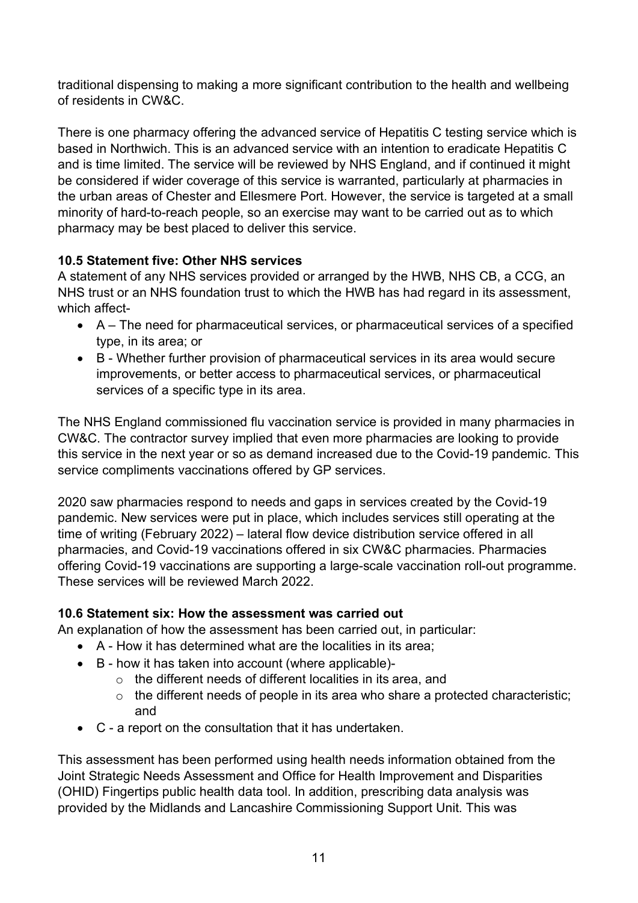traditional dispensing to making a more significant contribution to the health and wellbeing of residents in CW&C.

There is one pharmacy offering the advanced service of Hepatitis C testing service which is based in Northwich. This is an advanced service with an intention to eradicate Hepatitis C and is time limited. The service will be reviewed by NHS England, and if continued it might be considered if wider coverage of this service is warranted, particularly at pharmacies in the urban areas of Chester and Ellesmere Port. However, the service is targeted at a small minority of hard-to-reach people, so an exercise may want to be carried out as to which pharmacy may be best placed to deliver this service.

### 10.5 Statement five: Other NHS services

A statement of any NHS services provided or arranged by the HWB, NHS CB, a CCG, an NHS trust or an NHS foundation trust to which the HWB has had regard in its assessment, which affect-

- A – The need for pharmaceutical services, or pharmaceutical services of a specified type, in its area; or
- B - Whether further provision of pharmaceutical services in its area would secure improvements, or better access to pharmaceutical services, or pharmaceutical services of a specific type in its area.

The NHS England commissioned flu vaccination service is provided in many pharmacies in CW&C. The contractor survey implied that even more pharmacies are looking to provide this service in the next year or so as demand increased due to the Covid-19 pandemic. This service compliments vaccinations offered by GP services.

2020 saw pharmacies respond to needs and gaps in services created by the Covid-19 pandemic. New services were put in place, which includes services still operating at the time of writing (February 2022) – lateral flow device distribution service offered in all pharmacies, and Covid-19 vaccinations offered in six CW&C pharmacies. Pharmacies offering Covid-19 vaccinations are supporting a large-scale vaccination roll-out programme. These services will be reviewed March 2022.

### 10.6 Statement six: How the assessment was carried out

An explanation of how the assessment has been carried out, in particular:

- A - How it has determined what are the localities in its area;
- B - how it has taken into account (where applicable)-
  - the different needs of different localities in its area, and
  - the different needs of people in its area who share a protected characteristic; and
- C - a report on the consultation that it has undertaken.

This assessment has been performed using health needs information obtained from the Joint Strategic Needs Assessment and Office for Health Improvement and Disparities (OHID) Fingertips public health data tool. In addition, prescribing data analysis was provided by the Midlands and Lancashire Commissioning Support Unit. This was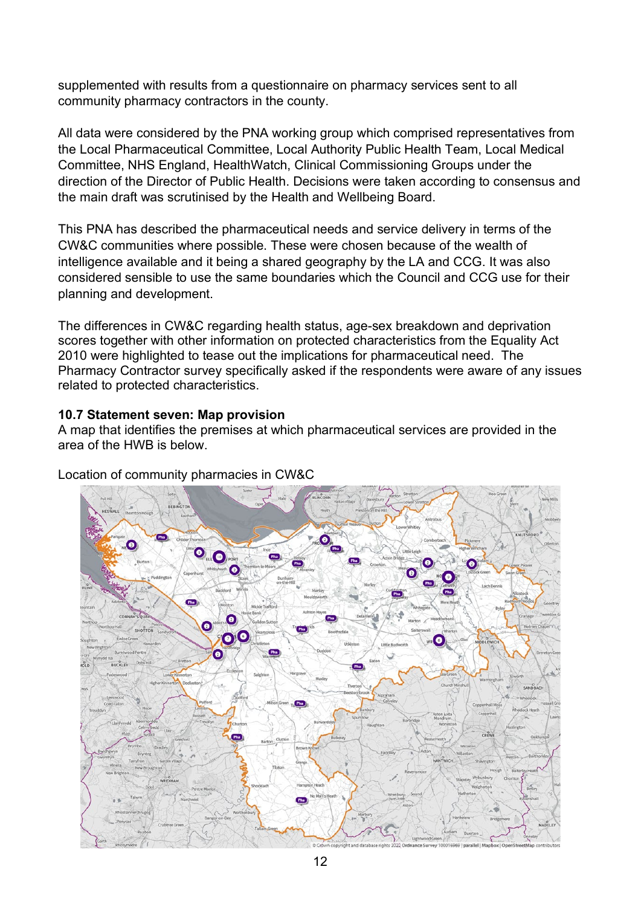supplemented with results from a questionnaire on pharmacy services sent to all community pharmacy contractors in the county.

All data were considered by the PNA working group which comprised representatives from the Local Pharmaceutical Committee, Local Authority Public Health Team, Local Medical Committee, NHS England, HealthWatch, Clinical Commissioning Groups under the direction of the Director of Public Health. Decisions were taken according to consensus and the main draft was scrutinised by the Health and Wellbeing Board.

This PNA has described the pharmaceutical needs and service delivery in terms of the CW&C communities where possible. These were chosen because of the wealth of intelligence available and it being a shared geography by the LA and CCG. It was also considered sensible to use the same boundaries which the Council and CCG use for their planning and development.

The differences in CW&C regarding health status, age-sex breakdown and deprivation scores together with other information on protected characteristics from the Equality Act 2010 were highlighted to tease out the implications for pharmaceutical need. The Pharmacy Contractor survey specifically asked if the respondents were aware of any issues related to protected characteristics.

**10.7 Statement seven: Map provision**

A map that identifies the premises at which pharmaceutical services are provided in the area of the HWB is below.

Location of community pharmacies in CW&C

© Crown copyright and database rights 2022 Ordnance Survey 100016969 | parallel | Mapbox | OpenStreetMap contributors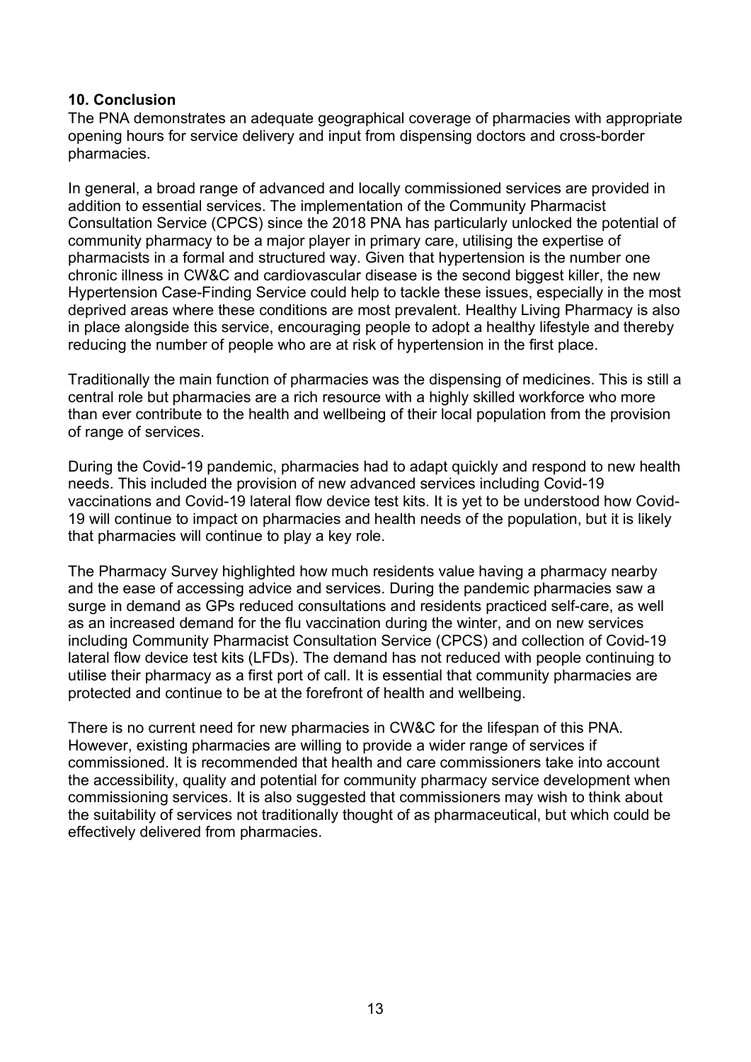## 10. Conclusion

The PNA demonstrates an adequate geographical coverage of pharmacies with appropriate opening hours for service delivery and input from dispensing doctors and cross-border pharmacies.

In general, a broad range of advanced and locally commissioned services are provided in addition to essential services. The implementation of the Community Pharmacist Consultation Service (CPCS) since the 2018 PNA has particularly unlocked the potential of community pharmacy to be a major player in primary care, utilising the expertise of pharmacists in a formal and structured way. Given that hypertension is the number one chronic illness in CW&C and cardiovascular disease is the second biggest killer, the new Hypertension Case-Finding Service could help to tackle these issues, especially in the most deprived areas where these conditions are most prevalent. Healthy Living Pharmacy is also in place alongside this service, encouraging people to adopt a healthy lifestyle and thereby reducing the number of people who are at risk of hypertension in the first place.

Traditionally the main function of pharmacies was the dispensing of medicines. This is still a central role but pharmacies are a rich resource with a highly skilled workforce who more than ever contribute to the health and wellbeing of their local population from the provision of range of services.

During the Covid-19 pandemic, pharmacies had to adapt quickly and respond to new health needs. This included the provision of new advanced services including Covid-19 vaccinations and Covid-19 lateral flow device test kits. It is yet to be understood how Covid-19 will continue to impact on pharmacies and health needs of the population, but it is likely that pharmacies will continue to play a key role.

The Pharmacy Survey highlighted how much residents value having a pharmacy nearby and the ease of accessing advice and services. During the pandemic pharmacies saw a surge in demand as GPs reduced consultations and residents practiced self-care, as well as an increased demand for the flu vaccination during the winter, and on new services including Community Pharmacist Consultation Service (CPCS) and collection of Covid-19 lateral flow device test kits (LFDs). The demand has not reduced with people continuing to utilise their pharmacy as a first port of call. It is essential that community pharmacies are protected and continue to be at the forefront of health and wellbeing.

There is no current need for new pharmacies in CW&C for the lifespan of this PNA. However, existing pharmacies are willing to provide a wider range of services if commissioned. It is recommended that health and care commissioners take into account the accessibility, quality and potential for community pharmacy service development when commissioning services. It is also suggested that commissioners may wish to think about the suitability of services not traditionally thought of as pharmaceutical, but which could be effectively delivered from pharmacies.